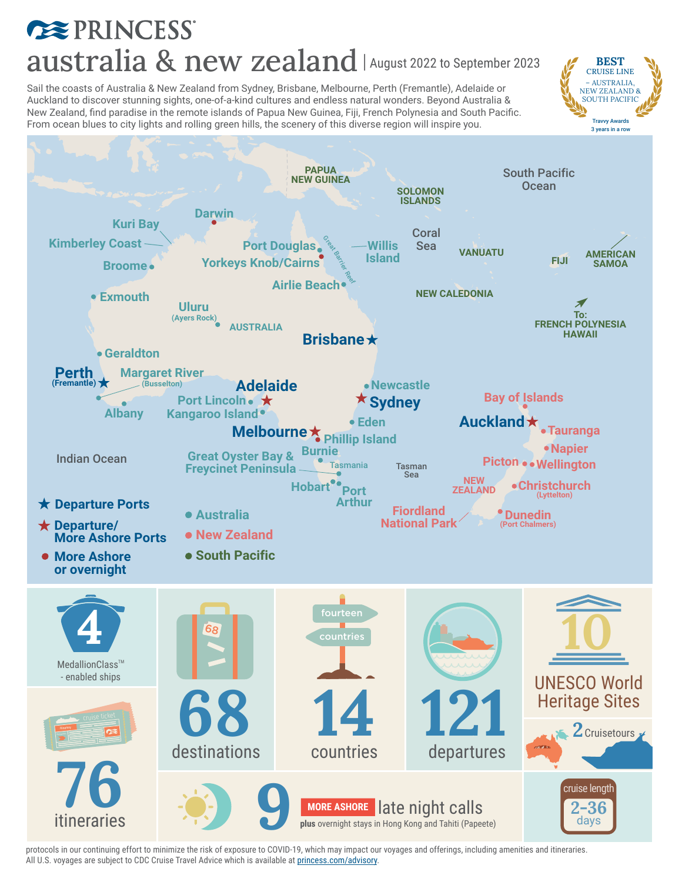# PRINCESS

# australia & new zealand | August 2022 to September 2023

**BEST** CRUISE LINE – AUSTRALIA, NEW ZEALAND & SOUTH PACIFIC
Travvy Awards 3 years in a row

Sail the coasts of Australia & New Zealand from Sydney, Brisbane, Melbourne, Perth (Fremantle), Adelaide or Auckland to discover stunning sights, one-of-a-kind cultures and endless natural wonders. Beyond Australia & New Zealand, find paradise in the remote islands of Papua New Guinea, Fiji, French Polynesia and South Pacific. From ocean blues to city lights and rolling green hills, the scenery of this diverse region will inspire you.

**Departure Ports:** Brisbane, Perth (Fremantle)

**Departure/More Ashore Ports:** Adelaide, Sydney, Melbourne, Auckland

**Australia:** Darwin, Kuri Bay, Kimberley Coast, Broome, Exmouth, Geraldton, Margaret River (Busselton), Albany, Uluru (Ayers Rock), Port Douglas, Yorkeys Knob/Cairns, Willis Island, Airlie Beach, Newcastle, Eden, Port Lincoln, Kangaroo Island, Phillip Island, Burnie, Great Oyster Bay & Freycinet Peninsula, Hobart, Port Arthur

**New Zealand:** Bay of Islands, Tauranga, Napier, Picton, Wellington, Christchurch (Lyttelton), Dunedin (Port Chalmers), Fiordland National Park

**South Pacific:** Papua New Guinea, Solomon Islands, Vanuatu, New Caledonia, Fiji, American Samoa, To: French Polynesia, Hawaii

- **4** MedallionClass™ - enabled ships
- **76** itineraries
- **68** destinations
- **14** countries
- **121** departures
- **10** UNESCO World Heritage Sites
- **2** Cruisetours
- **9** MORE ASHORE late night calls **plus** overnight stays in Hong Kong and Tahiti (Papeete)
- cruise length **2–36** days

protocols in our continuing effort to minimize the risk of exposure to COVID-19, which may impact our voyages and offerings, including amenities and itineraries. All U.S. voyages are subject to CDC Cruise Travel Advice which is available at princess.com/advisory.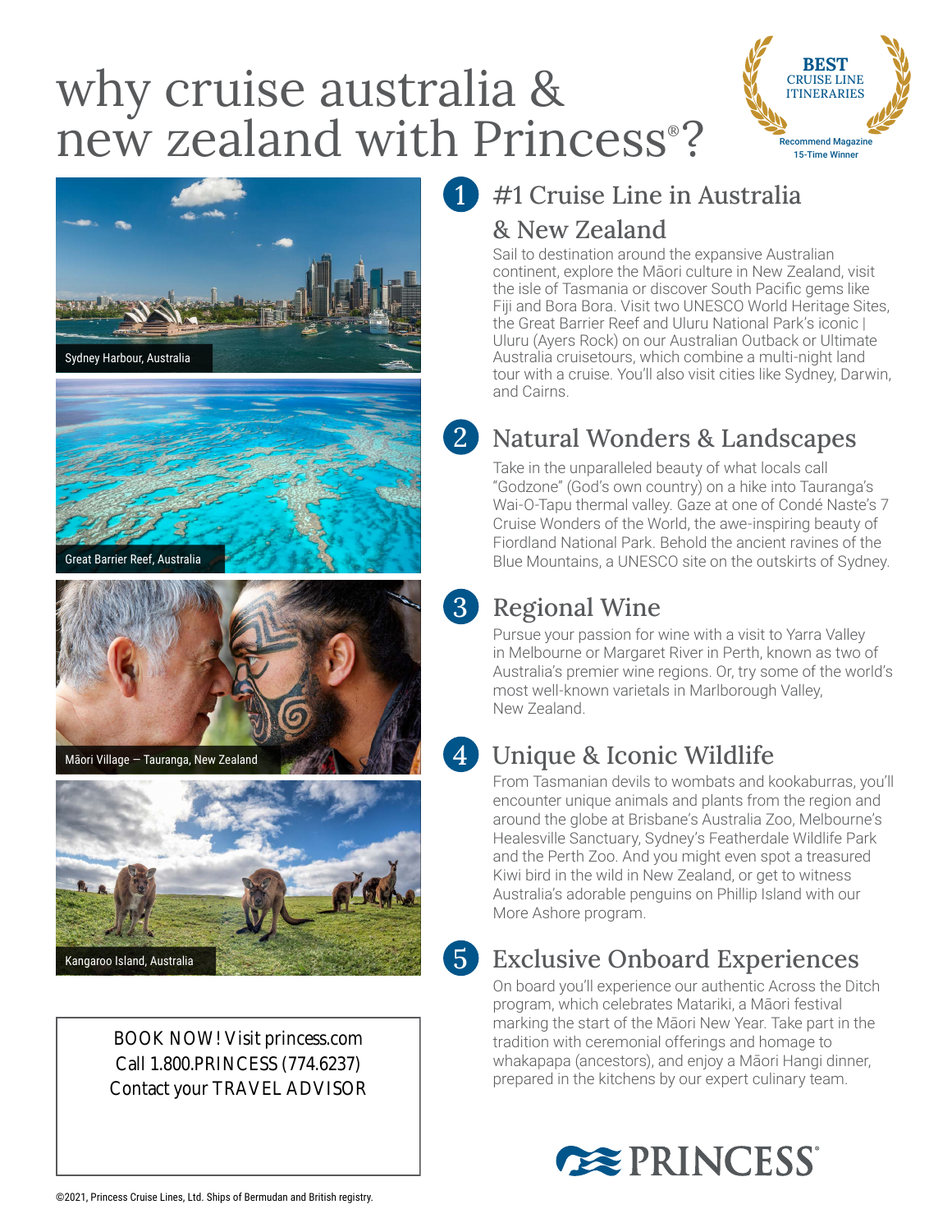# why cruise australia & new zealand with Princess®?

BEST CRUISE LINE ITINERARIES
Recommend Magazine 15-Time Winner

Sydney Harbour, Australia

Great Barrier Reef, Australia

Māori Village — Tauranga, New Zealand

Kangaroo Island, Australia

## 1 #1 Cruise Line in Australia & New Zealand

Sail to destination around the expansive Australian continent, explore the Māori culture in New Zealand, visit the isle of Tasmania or discover South Pacific gems like Fiji and Bora Bora. Visit two UNESCO World Heritage Sites, the Great Barrier Reef and Uluru National Park's iconic | Uluru (Ayers Rock) on our Australian Outback or Ultimate Australia cruisetours, which combine a multi-night land tour with a cruise. You'll also visit cities like Sydney, Darwin, and Cairns.

## 2 Natural Wonders & Landscapes

Take in the unparalleled beauty of what locals call "Godzone" (God's own country) on a hike into Tauranga's Wai-O-Tapu thermal valley. Gaze at one of Condé Naste's 7 Cruise Wonders of the World, the awe-inspiring beauty of Fiordland National Park. Behold the ancient ravines of the Blue Mountains, a UNESCO site on the outskirts of Sydney.

## 3 Regional Wine

Pursue your passion for wine with a visit to Yarra Valley in Melbourne or Margaret River in Perth, known as two of Australia's premier wine regions. Or, try some of the world's most well-known varietals in Marlborough Valley, New Zealand.

## 4 Unique & Iconic Wildlife

From Tasmanian devils to wombats and kookaburras, you'll encounter unique animals and plants from the region and around the globe at Brisbane's Australia Zoo, Melbourne's Healesville Sanctuary, Sydney's Featherdale Wildlife Park and the Perth Zoo. And you might even spot a treasured Kiwi bird in the wild in New Zealand, or get to witness Australia's adorable penguins on Phillip Island with our More Ashore program.

## 5 Exclusive Onboard Experiences

On board you'll experience our authentic Across the Ditch program, which celebrates Matariki, a Māori festival marking the start of the Māori New Year. Take part in the tradition with ceremonial offerings and homage to whakapapa (ancestors), and enjoy a Māori Hangi dinner, prepared in the kitchens by our expert culinary team.

BOOK NOW! Visit princess.com
Call 1.800.PRINCESS (774.6237)
Contact your TRAVEL ADVISOR

PRINCESS®

©2021, Princess Cruise Lines, Ltd. Ships of Bermudan and British registry.